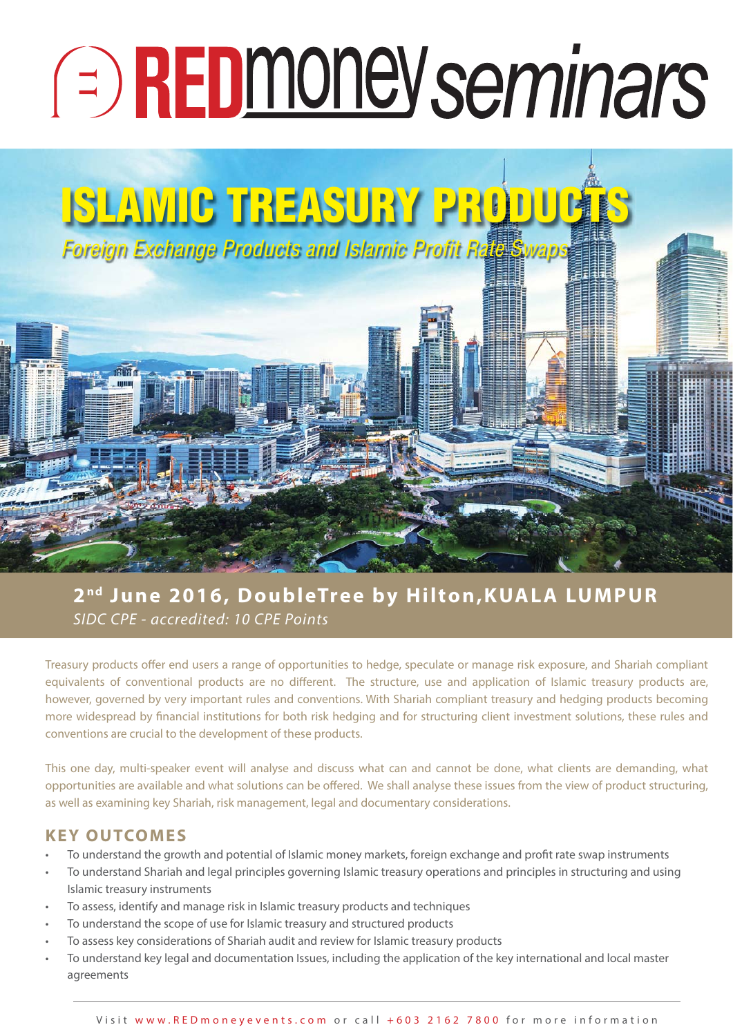# REDmoney seminars

# ISLAMIC TREASURY PRODUCTS

*Foreign Exchange Products and Islamic Profit Rate Swaps*

**2nd June 2016, DoubleTree by Hilton, KUALA LUMPUR**

*SIDC CPE - accredited: 10 CPE Points*

Treasury products offer end users a range of opportunities to hedge, speculate or manage risk exposure, and Shariah compliant equivalents of conventional products are no different. The structure, use and application of Islamic treasury products are, however, governed by very important rules and conventions. With Shariah compliant treasury and hedging products becoming more widespread by financial institutions for both risk hedging and for structuring client investment solutions, these rules and conventions are crucial to the development of these products.

This one day, multi-speaker event will analyse and discuss what can and cannot be done, what clients are demanding, what opportunities are available and what solutions can be offered. We shall analyse these issues from the view of product structuring, as well as examining key Shariah, risk management, legal and documentary considerations.

## KEY OUTCOMES

- To understand the growth and potential of Islamic money markets, foreign exchange and profit rate swap instruments
- To understand Shariah and legal principles governing Islamic treasury operations and principles in structuring and using Islamic treasury instruments
- To assess, identify and manage risk in Islamic treasury products and techniques
- To understand the scope of use for Islamic treasury and structured products
- To assess key considerations of Shariah audit and review for Islamic treasury products
- To understand key legal and documentation Issues, including the application of the key international and local master agreements

Visit www.REDmoneyevents.com or call +603 2162 7800 for more information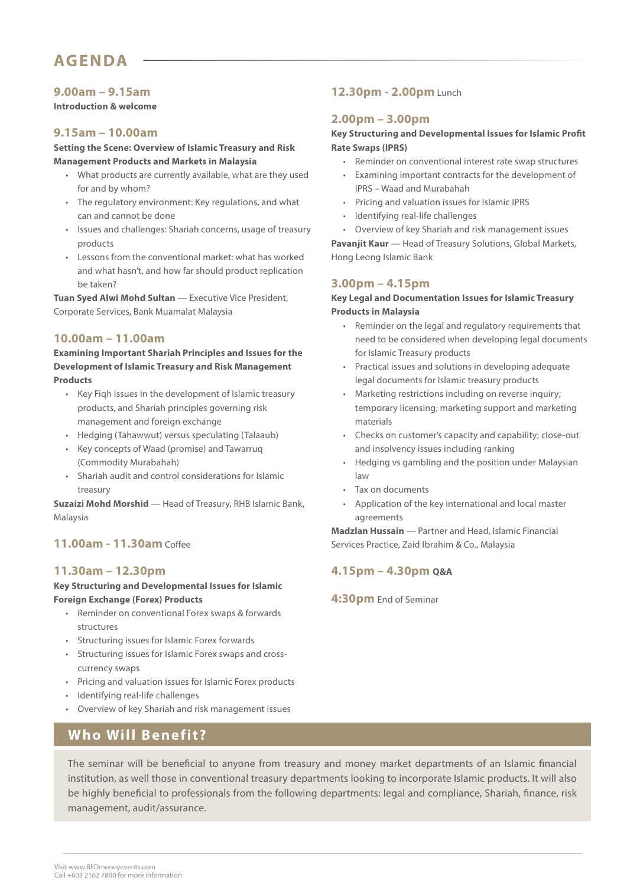# AGENDA

### 9.00am – 9.15am

**Introduction & welcome**

### 9.15am – 10.00am

**Setting the Scene: Overview of Islamic Treasury and Risk Management Products and Markets in Malaysia**

- What products are currently available, what are they used for and by whom?
- The regulatory environment: Key regulations, and what can and cannot be done
- Issues and challenges: Shariah concerns, usage of treasury products
- Lessons from the conventional market: what has worked and what hasn't, and how far should product replication be taken?

**Tuan Syed Alwi Mohd Sultan** — Executive Vice President, Corporate Services, Bank Muamalat Malaysia

### 10.00am – 11.00am

**Examining Important Shariah Principles and Issues for the Development of Islamic Treasury and Risk Management Products**

- Key Fiqh issues in the development of Islamic treasury products, and Shariah principles governing risk management and foreign exchange
- Hedging (Tahawwut) versus speculating (Talaaub)
- Key concepts of Waad (promise) and Tawarruq (Commodity Murabahah)
- Shariah audit and control considerations for Islamic treasury

**Suzaizi Mohd Morshid** — Head of Treasury, RHB Islamic Bank, Malaysia

### 11.00am - 11.30am Coffee

### 11.30am – 12.30pm

**Key Structuring and Developmental Issues for Islamic Foreign Exchange (Forex) Products**

- Reminder on conventional Forex swaps & forwards structures
- Structuring issues for Islamic Forex forwards
- Structuring issues for Islamic Forex swaps and cross-currency swaps
- Pricing and valuation issues for Islamic Forex products
- Identifying real-life challenges
- Overview of key Shariah and risk management issues

### 12.30pm - 2.00pm Lunch

### 2.00pm – 3.00pm

**Key Structuring and Developmental Issues for Islamic Profit Rate Swaps (IPRS)**

- Reminder on conventional interest rate swap structures
- Examining important contracts for the development of IPRS – Waad and Murabahah
- Pricing and valuation issues for Islamic IPRS
- Identifying real-life challenges
- Overview of key Shariah and risk management issues

**Pavanjit Kaur** — Head of Treasury Solutions, Global Markets, Hong Leong Islamic Bank

### 3.00pm – 4.15pm

**Key Legal and Documentation Issues for Islamic Treasury Products in Malaysia**

- Reminder on the legal and regulatory requirements that need to be considered when developing legal documents for Islamic Treasury products
- Practical issues and solutions in developing adequate legal documents for Islamic treasury products
- Marketing restrictions including on reverse inquiry; temporary licensing; marketing support and marketing materials
- Checks on customer's capacity and capability; close-out and insolvency issues including ranking
- Hedging vs gambling and the position under Malaysian law
- Tax on documents
- Application of the key international and local master agreements

**Madzlan Hussain** — Partner and Head, Islamic Financial Services Practice, Zaid Ibrahim & Co., Malaysia

### 4.15pm – 4.30pm Q&A

### 4:30pm End of Seminar

## Who Will Benefit?

The seminar will be beneficial to anyone from treasury and money market departments of an Islamic financial institution, as well those in conventional treasury departments looking to incorporate Islamic products. It will also be highly beneficial to professionals from the following departments: legal and compliance, Shariah, finance, risk management, audit/assurance.

Visit www.REDmoneyevents.com
Call +603 2162 7800 for more information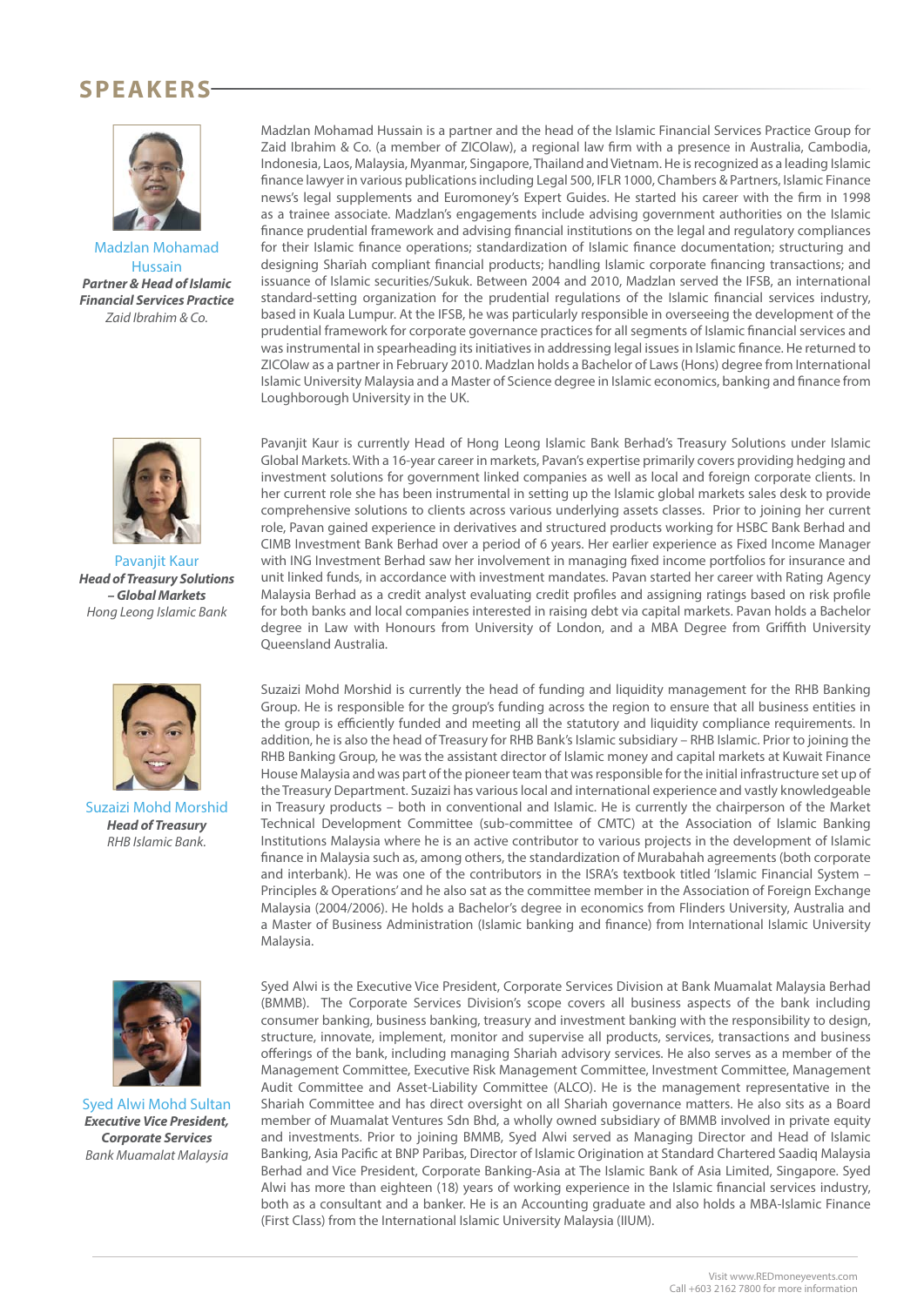## SPEAKERS

**Madzlan Mohamad Hussain**
***Partner & Head of Islamic Financial Services Practice***
*Zaid Ibrahim & Co.*

Madzlan Mohamad Hussain is a partner and the head of the Islamic Financial Services Practice Group for Zaid Ibrahim & Co. (a member of ZICOlaw), a regional law firm with a presence in Australia, Cambodia, Indonesia, Laos, Malaysia, Myanmar, Singapore, Thailand and Vietnam. He is recognized as a leading Islamic finance lawyer in various publications including Legal 500, IFLR 1000, Chambers & Partners, Islamic Finance news's legal supplements and Euromoney's Expert Guides. He started his career with the firm in 1998 as a trainee associate. Madzlan's engagements include advising government authorities on the Islamic finance prudential framework and advising financial institutions on the legal and regulatory compliances for their Islamic finance operations; standardization of Islamic finance documentation; structuring and designing Shariah compliant financial products; handling Islamic corporate financing transactions; and issuance of Islamic securities/Sukuk. Between 2004 and 2010, Madzlan served the IFSB, an international standard-setting organization for the prudential regulations of the Islamic financial services industry, based in Kuala Lumpur. At the IFSB, he was particularly responsible in overseeing the development of the prudential framework for corporate governance practices for all segments of Islamic financial services and was instrumental in spearheading its initiatives in addressing legal issues in Islamic finance. He returned to ZICOlaw as a partner in February 2010. Madzlan holds a Bachelor of Laws (Hons) degree from International Islamic University Malaysia and a Master of Science degree in Islamic economics, banking and finance from Loughborough University in the UK.

**Pavanjit Kaur**
***Head of Treasury Solutions – Global Markets***
*Hong Leong Islamic Bank*

Pavanjit Kaur is currently Head of Hong Leong Islamic Bank Berhad's Treasury Solutions under Islamic Global Markets. With a 16-year career in markets, Pavan's expertise primarily covers providing hedging and investment solutions for government linked companies as well as local and foreign corporate clients. In her current role she has been instrumental in setting up the Islamic global markets sales desk to provide comprehensive solutions to clients across various underlying assets classes. Prior to joining her current role, Pavan gained experience in derivatives and structured products working for HSBC Bank Berhad and CIMB Investment Bank Berhad over a period of 6 years. Her earlier experience as Fixed Income Manager with ING Investment Berhad saw her involvement in managing fixed income portfolios for insurance and unit linked funds, in accordance with investment mandates. Pavan started her career with Rating Agency Malaysia Berhad as a credit analyst evaluating credit profiles and assigning ratings based on risk profile for both banks and local companies interested in raising debt via capital markets. Pavan holds a Bachelor degree in Law with Honours from University of London, and a MBA Degree from Griffith University Queensland Australia.

**Suzaizi Mohd Morshid**
***Head of Treasury***
*RHB Islamic Bank.*

Suzaizi Mohd Morshid is currently the head of funding and liquidity management for the RHB Banking Group. He is responsible for the group's funding across the region to ensure that all business entities in the group is efficiently funded and meeting all the statutory and liquidity compliance requirements. In addition, he is also the head of Treasury for RHB Bank's Islamic subsidiary – RHB Islamic. Prior to joining the RHB Banking Group, he was the assistant director of Islamic money and capital markets at Kuwait Finance House Malaysia and was part of the pioneer team that was responsible for the initial infrastructure set up of the Treasury Department. Suzaizi has various local and international experience and vastly knowledgeable in Treasury products – both in conventional and Islamic. He is currently the chairperson of the Market Technical Development Committee (sub-committee of CMTC) at the Association of Islamic Banking Institutions Malaysia where he is an active contributor to various projects in the development of Islamic finance in Malaysia such as, among others, the standardization of Murabahah agreements (both corporate and interbank). He was one of the contributors in the ISRA's textbook titled 'Islamic Financial System – Principles & Operations' and he also sat as the committee member in the Association of Foreign Exchange Malaysia (2004/2006). He holds a Bachelor's degree in economics from Flinders University, Australia and a Master of Business Administration (Islamic banking and finance) from International Islamic University Malaysia.

**Syed Alwi Mohd Sultan**
***Executive Vice President, Corporate Services***
*Bank Muamalat Malaysia*

Syed Alwi is the Executive Vice President, Corporate Services Division at Bank Muamalat Malaysia Berhad (BMMB). The Corporate Services Division's scope covers all business aspects of the bank including consumer banking, business banking, treasury and investment banking with the responsibility to design, structure, innovate, implement, monitor and supervise all products, services, transactions and business offerings of the bank, including managing Shariah advisory services. He also serves as a member of the Management Committee, Executive Risk Management Committee, Investment Committee, Management Audit Committee and Asset-Liability Committee (ALCO). He is the management representative in the Shariah Committee and has direct oversight on all Shariah governance matters. He also sits as a Board member of Muamalat Ventures Sdn Bhd, a wholly owned subsidiary of BMMB involved in private equity and investments. Prior to joining BMMB, Syed Alwi served as Managing Director and Head of Islamic Banking, Asia Pacific at BNP Paribas, Director of Islamic Origination at Standard Chartered Saadiq Malaysia Berhad and Vice President, Corporate Banking-Asia at The Islamic Bank of Asia Limited, Singapore. Syed Alwi has more than eighteen (18) years of working experience in the Islamic financial services industry, both as a consultant and a banker. He is an Accounting graduate and also holds a MBA-Islamic Finance (First Class) from the International Islamic University Malaysia (IIUM).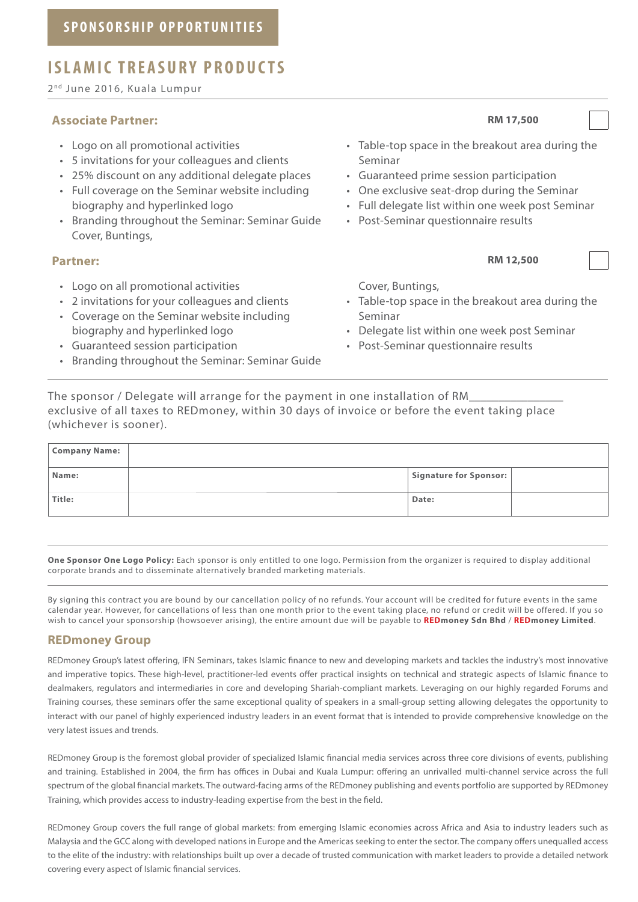## SPONSORSHIP OPPORTUNITIES

# ISLAMIC TREASURY PRODUCTS

2nd June 2016, Kuala Lumpur

### Associate Partner: RM 17,500

- Logo on all promotional activities
- 5 invitations for your colleagues and clients
- 25% discount on any additional delegate places
- Full coverage on the Seminar website including biography and hyperlinked logo
- Branding throughout the Seminar: Seminar Guide Cover, Buntings,
- Table-top space in the breakout area during the Seminar
- Guaranteed prime session participation
- One exclusive seat-drop during the Seminar
- Full delegate list within one week post Seminar
- Post-Seminar questionnaire results

### Partner: RM 12,500

- Logo on all promotional activities
- 2 invitations for your colleagues and clients
- Coverage on the Seminar website including biography and hyperlinked logo
- Guaranteed session participation
- Branding throughout the Seminar: Seminar Guide Cover, Buntings,
- Table-top space in the breakout area during the Seminar
- Delegate list within one week post Seminar
- Post-Seminar questionnaire results

The sponsor / Delegate will arrange for the payment in one installation of RM_______________ exclusive of all taxes to REDmoney, within 30 days of invoice or before the event taking place (whichever is sooner).

| **Company Name:** | | | |
|---|---|---|---|
| **Name:** | | **Signature for Sponsor:** | |
| **Title:** | | **Date:** | |

**One Sponsor One Logo Policy:** Each sponsor is only entitled to one logo. Permission from the organizer is required to display additional corporate brands and to disseminate alternatively branded marketing materials.

By signing this contract you are bound by our cancellation policy of no refunds. Your account will be credited for future events in the same calendar year. However, for cancellations of less than one month prior to the event taking place, no refund or credit will be offered. If you so wish to cancel your sponsorship (howsoever arising), the entire amount due will be payable to **REDmoney Sdn Bhd** / **REDmoney Limited**.

## REDmoney Group

REDmoney Group's latest offering, IFN Seminars, takes Islamic finance to new and developing markets and tackles the industry's most innovative and imperative topics. These high-level, practitioner-led events offer practical insights on technical and strategic aspects of Islamic finance to dealmakers, regulators and intermediaries in core and developing Shariah-compliant markets. Leveraging on our highly regarded Forums and Training courses, these seminars offer the same exceptional quality of speakers in a small-group setting allowing delegates the opportunity to interact with our panel of highly experienced industry leaders in an event format that is intended to provide comprehensive knowledge on the very latest issues and trends.

REDmoney Group is the foremost global provider of specialized Islamic financial media services across three core divisions of events, publishing and training. Established in 2004, the firm has offices in Dubai and Kuala Lumpur: offering an unrivalled multi-channel service across the full spectrum of the global financial markets. The outward-facing arms of the REDmoney publishing and events portfolio are supported by REDmoney Training, which provides access to industry-leading expertise from the best in the field.

REDmoney Group covers the full range of global markets: from emerging Islamic economies across Africa and Asia to industry leaders such as Malaysia and the GCC along with developed nations in Europe and the Americas seeking to enter the sector. The company offers unequalled access to the elite of the industry: with relationships built up over a decade of trusted communication with market leaders to provide a detailed network covering every aspect of Islamic financial services.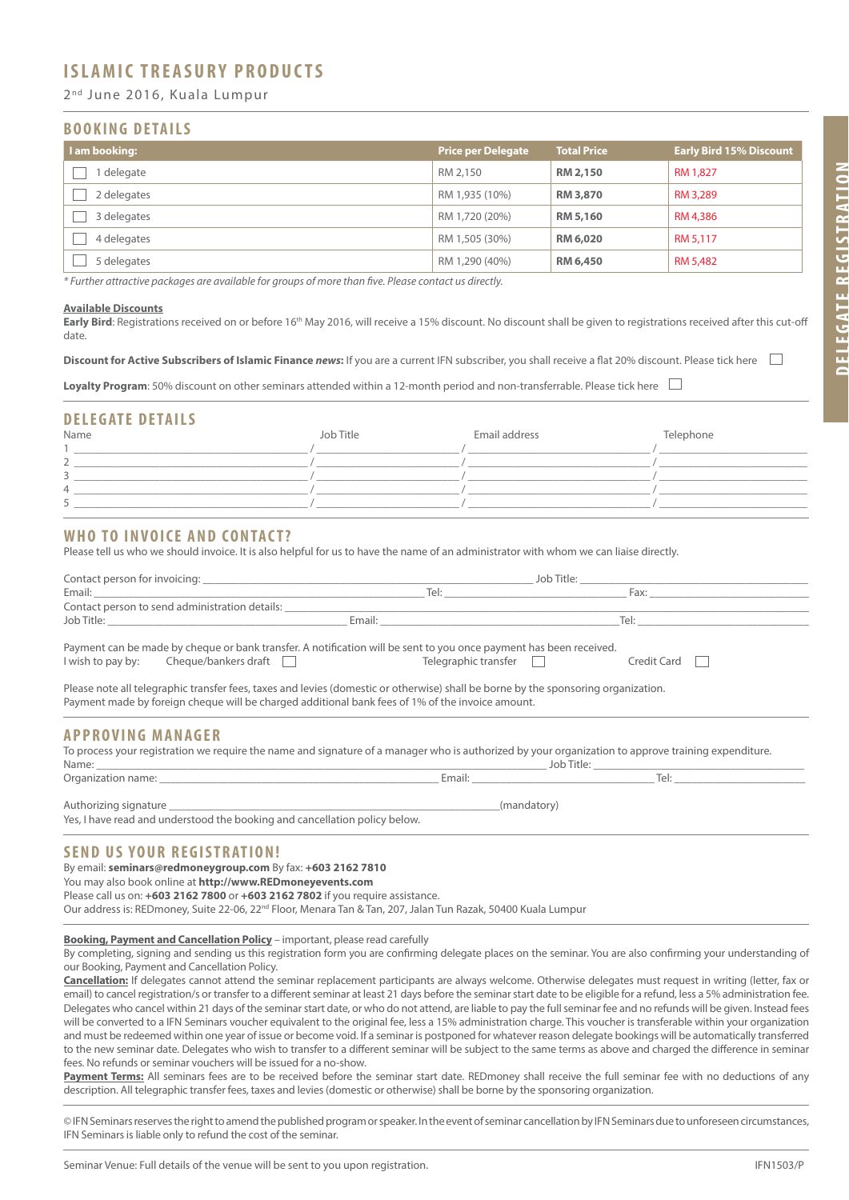# ISLAMIC TREASURY PRODUCTS

2nd June 2016, Kuala Lumpur

DELEGATE REGISTRATION

## BOOKING DETAILS

| I am booking: | Price per Delegate | Total Price | Early Bird 15% Discount |
|---|---|---|---|
| ☐ 1 delegate | RM 2,150 | **RM 2,150** | RM 1,827 |
| ☐ 2 delegates | RM 1,935 (10%) | **RM 3,870** | RM 3,289 |
| ☐ 3 delegates | RM 1,720 (20%) | **RM 5,160** | RM 4,386 |
| ☐ 4 delegates | RM 1,505 (30%) | **RM 6,020** | RM 5,117 |
| ☐ 5 delegates | RM 1,290 (40%) | **RM 6,450** | RM 5,482 |

*\* Further attractive packages are available for groups of more than five. Please contact us directly.*

**Available Discounts**

**Early Bird**: Registrations received on or before 16th May 2016, will receive a 15% discount. No discount shall be given to registrations received after this cut-off date.

**Discount for Active Subscribers of Islamic Finance *news*:** If you are a current IFN subscriber, you shall receive a flat 20% discount. Please tick here ☐

**Loyalty Program**: 50% discount on other seminars attended within a 12-month period and non-transferrable. Please tick here ☐

## DELEGATE DETAILS

| Name | Job Title | Email address | Telephone |
|---|---|---|---|
| 1 | | | |
| 2 | | | |
| 3 | | | |
| 4 | | | |
| 5 | | | |

## WHO TO INVOICE AND CONTACT?

Please tell us who we should invoice. It is also helpful for us to have the name of an administrator with whom we can liaise directly.

Contact person for invoicing: ______________________ Job Title: ______________________

Email: ______________________ Tel: ______________________ Fax: ______________________

Contact person to send administration details: ______________________

Job Title: ______________________ Email: ______________________ Tel: ______________________

Payment can be made by cheque or bank transfer. A notification will be sent to you once payment has been received.

I wish to pay by: Cheque/bankers draft ☐ Telegraphic transfer ☐ Credit Card ☐

Please note all telegraphic transfer fees, taxes and levies (domestic or otherwise) shall be borne by the sponsoring organization.
Payment made by foreign cheque will be charged additional bank fees of 1% of the invoice amount.

## APPROVING MANAGER

To process your registration we require the name and signature of a manager who is authorized by your organization to approve training expenditure.

Name: ______________________ Job Title: ______________________

Organization name: ______________________ Email: ______________________ Tel: ______________________

Authorizing signature ______________________ (mandatory)

Yes, I have read and understood the booking and cancellation policy below.

## SEND US YOUR REGISTRATION!

By email: **seminars@redmoneygroup.com** By fax: **+603 2162 7810**

You may also book online at **http://www.REDmoneyevents.com**

Please call us on: **+603 2162 7800** or **+603 2162 7802** if you require assistance.

Our address is: REDmoney, Suite 22-06, 22nd Floor, Menara Tan & Tan, 207, Jalan Tun Razak, 50400 Kuala Lumpur

**Booking, Payment and Cancellation Policy** – important, please read carefully

By completing, signing and sending us this registration form you are confirming delegate places on the seminar. You are also confirming your understanding of our Booking, Payment and Cancellation Policy.

**Cancellation:** If delegates cannot attend the seminar replacement participants are always welcome. Otherwise delegates must request in writing (letter, fax or email) to cancel registration/s or transfer to a different seminar at least 21 days before the seminar start date to be eligible for a refund, less a 5% administration fee. Delegates who cancel within 21 days of the seminar start date, or who do not attend, are liable to pay the full seminar fee and no refunds will be given. Instead fees will be converted to a IFN Seminars voucher equivalent to the original fee, less a 15% administration charge. This voucher is transferable within your organization and must be redeemed within one year of issue or become void. If a seminar is postponed for whatever reason delegate bookings will be automatically transferred to the new seminar date. Delegates who wish to transfer to a different seminar will be subject to the same terms as above and charged the difference in seminar fees. No refunds or seminar vouchers will be issued for a no-show.

**Payment Terms:** All seminars fees are to be received before the seminar start date. REDmoney shall receive the full seminar fee with no deductions of any description. All telegraphic transfer fees, taxes and levies (domestic or otherwise) shall be borne by the sponsoring organization.

© IFN Seminars reserves the right to amend the published program or speaker. In the event of seminar cancellation by IFN Seminars due to unforeseen circumstances, IFN Seminars is liable only to refund the cost of the seminar.

Seminar Venue: Full details of the venue will be sent to you upon registration.

IFN1503/P